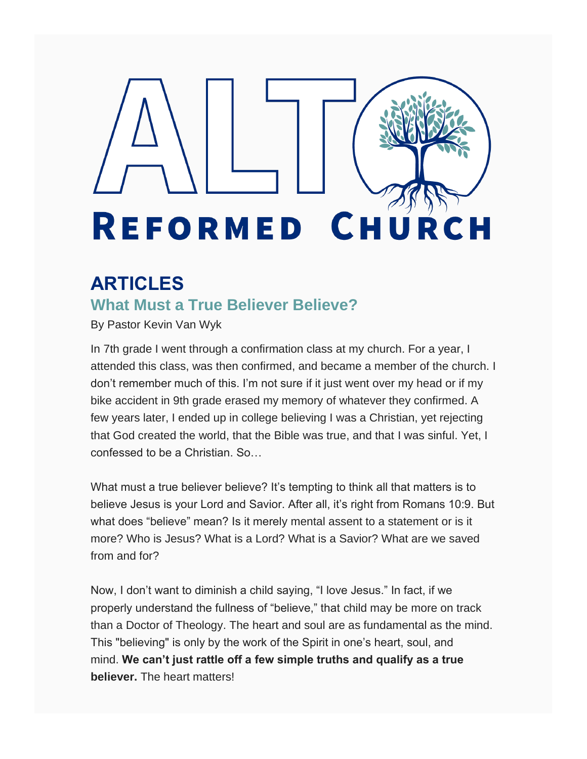# ALT Reformed Church

## ARTICLES

### What Must a True Believer Believe?

By Pastor Kevin Van Wyk

In 7th grade I went through a confirmation class at my church. For a year, I attended this class, was then confirmed, and became a member of the church. I don't remember much of this. I'm not sure if it just went over my head or if my bike accident in 9th grade erased my memory of whatever they confirmed. A few years later, I ended up in college believing I was a Christian, yet rejecting that God created the world, that the Bible was true, and that I was sinful. Yet, I confessed to be a Christian. So…

What must a true believer believe? It's tempting to think all that matters is to believe Jesus is your Lord and Savior. After all, it's right from Romans 10:9. But what does "believe" mean? Is it merely mental assent to a statement or is it more? Who is Jesus? What is a Lord? What is a Savior? What are we saved from and for?

Now, I don't want to diminish a child saying, "I love Jesus." In fact, if we properly understand the fullness of "believe," that child may be more on track than a Doctor of Theology. The heart and soul are as fundamental as the mind. This "believing" is only by the work of the Spirit in one's heart, soul, and mind. **We can't just rattle off a few simple truths and qualify as a true believer.** The heart matters!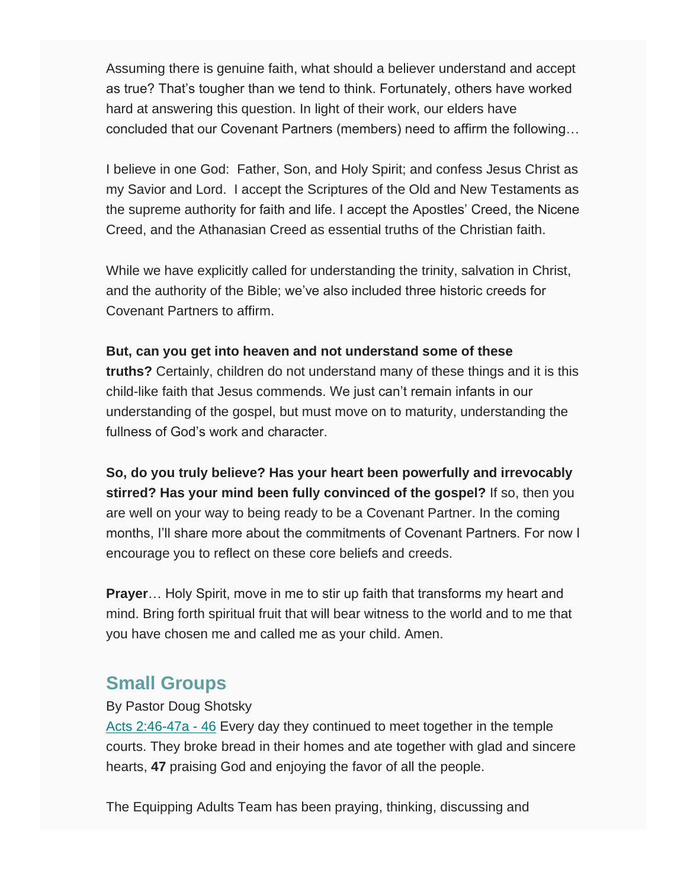Assuming there is genuine faith, what should a believer understand and accept as true? That's tougher than we tend to think. Fortunately, others have worked hard at answering this question. In light of their work, our elders have concluded that our Covenant Partners (members) need to affirm the following…

I believe in one God: Father, Son, and Holy Spirit; and confess Jesus Christ as my Savior and Lord. I accept the Scriptures of the Old and New Testaments as the supreme authority for faith and life. I accept the Apostles' Creed, the Nicene Creed, and the Athanasian Creed as essential truths of the Christian faith.

While we have explicitly called for understanding the trinity, salvation in Christ, and the authority of the Bible; we've also included three historic creeds for Covenant Partners to affirm.

**But, can you get into heaven and not understand some of these truths?** Certainly, children do not understand many of these things and it is this child-like faith that Jesus commends. We just can't remain infants in our understanding of the gospel, but must move on to maturity, understanding the fullness of God's work and character.

**So, do you truly believe? Has your heart been powerfully and irrevocably stirred? Has your mind been fully convinced of the gospel?** If so, then you are well on your way to being ready to be a Covenant Partner. In the coming months, I'll share more about the commitments of Covenant Partners. For now I encourage you to reflect on these core beliefs and creeds.

**Prayer**… Holy Spirit, move in me to stir up faith that transforms my heart and mind. Bring forth spiritual fruit that will bear witness to the world and to me that you have chosen me and called me as your child. Amen.

## Small Groups

By Pastor Doug Shotsky

Acts 2:46-47a - 46 Every day they continued to meet together in the temple courts. They broke bread in their homes and ate together with glad and sincere hearts, **47** praising God and enjoying the favor of all the people.

The Equipping Adults Team has been praying, thinking, discussing and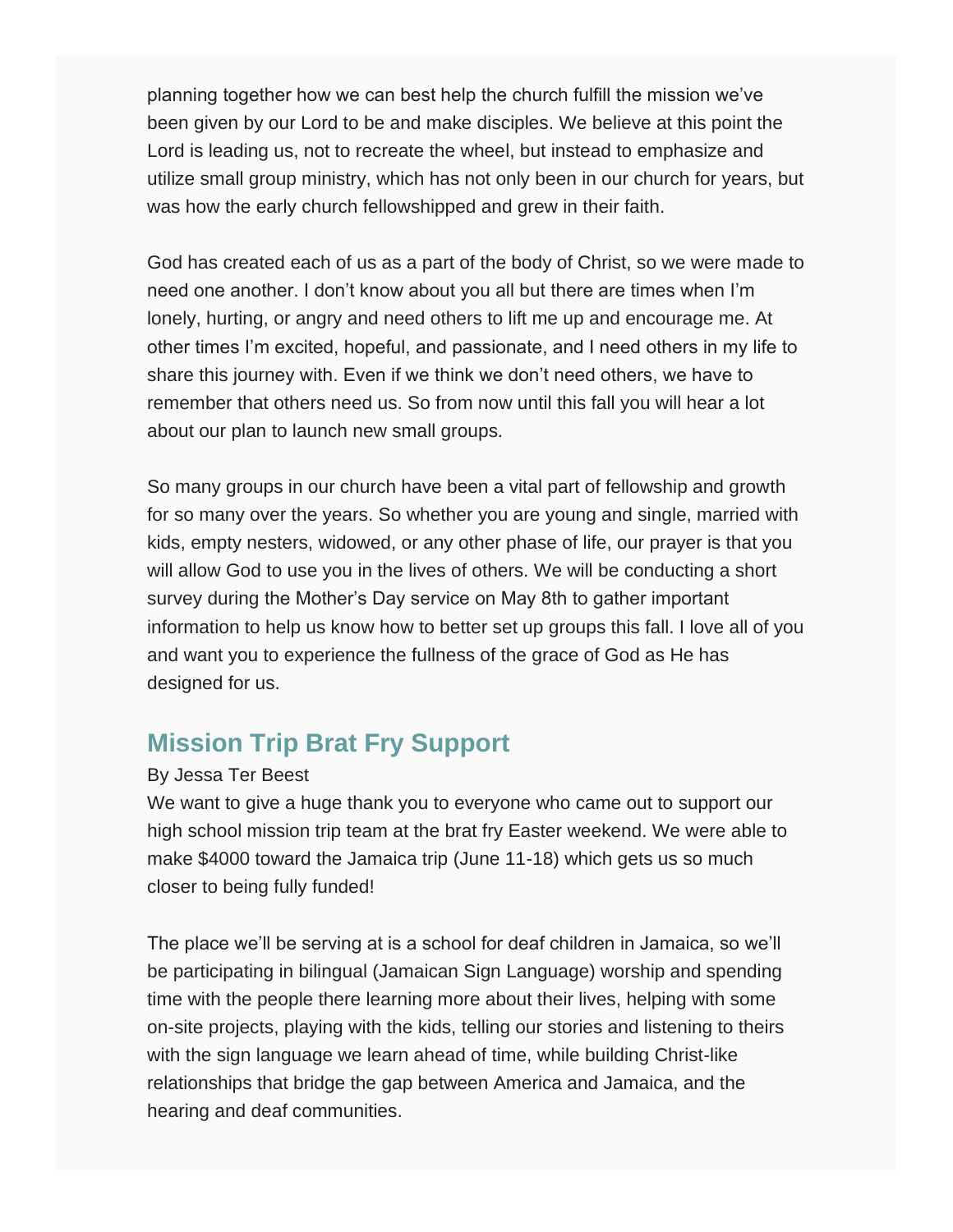planning together how we can best help the church fulfill the mission we've been given by our Lord to be and make disciples. We believe at this point the Lord is leading us, not to recreate the wheel, but instead to emphasize and utilize small group ministry, which has not only been in our church for years, but was how the early church fellowshipped and grew in their faith.

God has created each of us as a part of the body of Christ, so we were made to need one another. I don't know about you all but there are times when I'm lonely, hurting, or angry and need others to lift me up and encourage me. At other times I'm excited, hopeful, and passionate, and I need others in my life to share this journey with. Even if we think we don't need others, we have to remember that others need us. So from now until this fall you will hear a lot about our plan to launch new small groups.

So many groups in our church have been a vital part of fellowship and growth for so many over the years. So whether you are young and single, married with kids, empty nesters, widowed, or any other phase of life, our prayer is that you will allow God to use you in the lives of others. We will be conducting a short survey during the Mother's Day service on May 8th to gather important information to help us know how to better set up groups this fall. I love all of you and want you to experience the fullness of the grace of God as He has designed for us.

## Mission Trip Brat Fry Support

By Jessa Ter Beest

We want to give a huge thank you to everyone who came out to support our high school mission trip team at the brat fry Easter weekend. We were able to make $4000 toward the Jamaica trip (June 11-18) which gets us so much closer to being fully funded!

The place we'll be serving at is a school for deaf children in Jamaica, so we'll be participating in bilingual (Jamaican Sign Language) worship and spending time with the people there learning more about their lives, helping with some on-site projects, playing with the kids, telling our stories and listening to theirs with the sign language we learn ahead of time, while building Christ-like relationships that bridge the gap between America and Jamaica, and the hearing and deaf communities.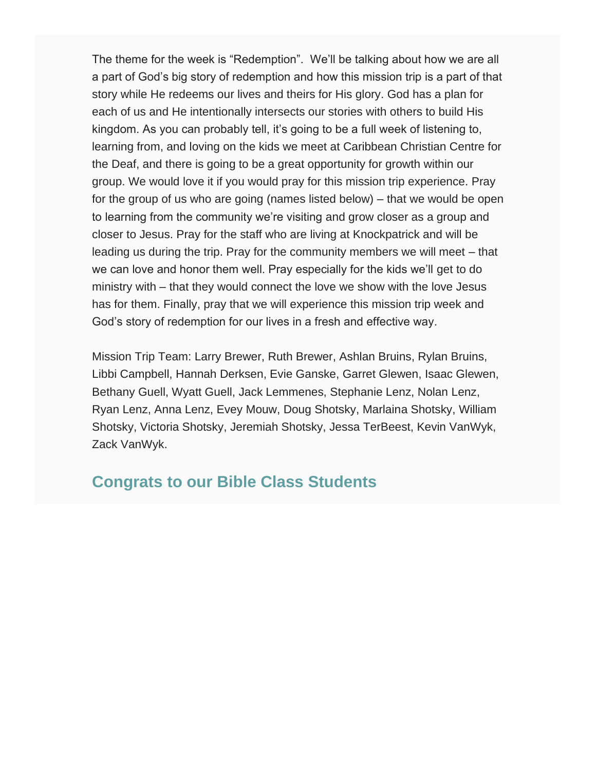The theme for the week is "Redemption". We'll be talking about how we are all a part of God's big story of redemption and how this mission trip is a part of that story while He redeems our lives and theirs for His glory. God has a plan for each of us and He intentionally intersects our stories with others to build His kingdom. As you can probably tell, it's going to be a full week of listening to, learning from, and loving on the kids we meet at Caribbean Christian Centre for the Deaf, and there is going to be a great opportunity for growth within our group. We would love it if you would pray for this mission trip experience. Pray for the group of us who are going (names listed below) – that we would be open to learning from the community we're visiting and grow closer as a group and closer to Jesus. Pray for the staff who are living at Knockpatrick and will be leading us during the trip. Pray for the community members we will meet – that we can love and honor them well. Pray especially for the kids we'll get to do ministry with – that they would connect the love we show with the love Jesus has for them. Finally, pray that we will experience this mission trip week and God's story of redemption for our lives in a fresh and effective way.

Mission Trip Team: Larry Brewer, Ruth Brewer, Ashlan Bruins, Rylan Bruins, Libbi Campbell, Hannah Derksen, Evie Ganske, Garret Glewen, Isaac Glewen, Bethany Guell, Wyatt Guell, Jack Lemmenes, Stephanie Lenz, Nolan Lenz, Ryan Lenz, Anna Lenz, Evey Mouw, Doug Shotsky, Marlaina Shotsky, William Shotsky, Victoria Shotsky, Jeremiah Shotsky, Jessa TerBeest, Kevin VanWyk, Zack VanWyk.

## Congrats to our Bible Class Students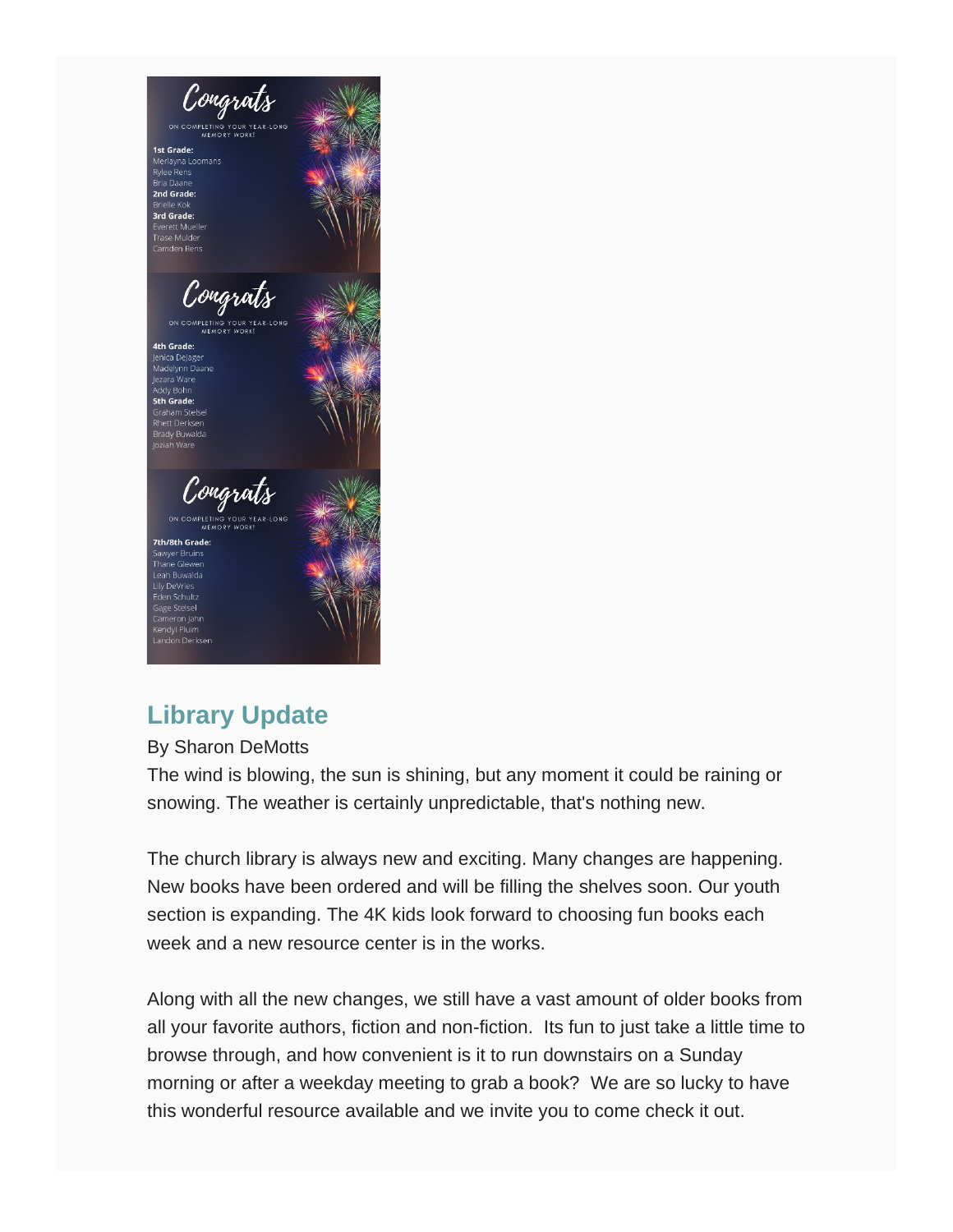Congrats

ON COMPLETING YOUR YEAR-LONG MEMORY WORK!

**1st Grade:**
Merlayna Loomans
Rylee Rens
Bria Daane

**2nd Grade:**
Brielle Kok

**3rd Grade:**
Everett Mueller
Trase Mulder
Camden Rens

Congrats

ON COMPLETING YOUR YEAR-LONG MEMORY WORK!

**4th Grade:**
Jenica Dejager
Madelynn Daane
Jezara Ware
Addy Bohn

**5th Grade:**
Graham Stelsel
Rhett Derksen
Brady Buwalda
Jozian Ware

Congrats

ON COMPLETING YOUR YEAR-LONG MEMORY WORK!

**7th/8th Grade:**
Sawyer Bruins
Thane Glewen
Leah Buwalda
Lily DeVries
Eden Schultz
Gage Stelsel
Cameron Jahn
Kendyl Pluim
Landon Derksen

## Library Update

By Sharon DeMotts

The wind is blowing, the sun is shining, but any moment it could be raining or snowing. The weather is certainly unpredictable, that's nothing new.

The church library is always new and exciting. Many changes are happening. New books have been ordered and will be filling the shelves soon. Our youth section is expanding. The 4K kids look forward to choosing fun books each week and a new resource center is in the works.

Along with all the new changes, we still have a vast amount of older books from all your favorite authors, fiction and non-fiction. Its fun to just take a little time to browse through, and how convenient is it to run downstairs on a Sunday morning or after a weekday meeting to grab a book? We are so lucky to have this wonderful resource available and we invite you to come check it out.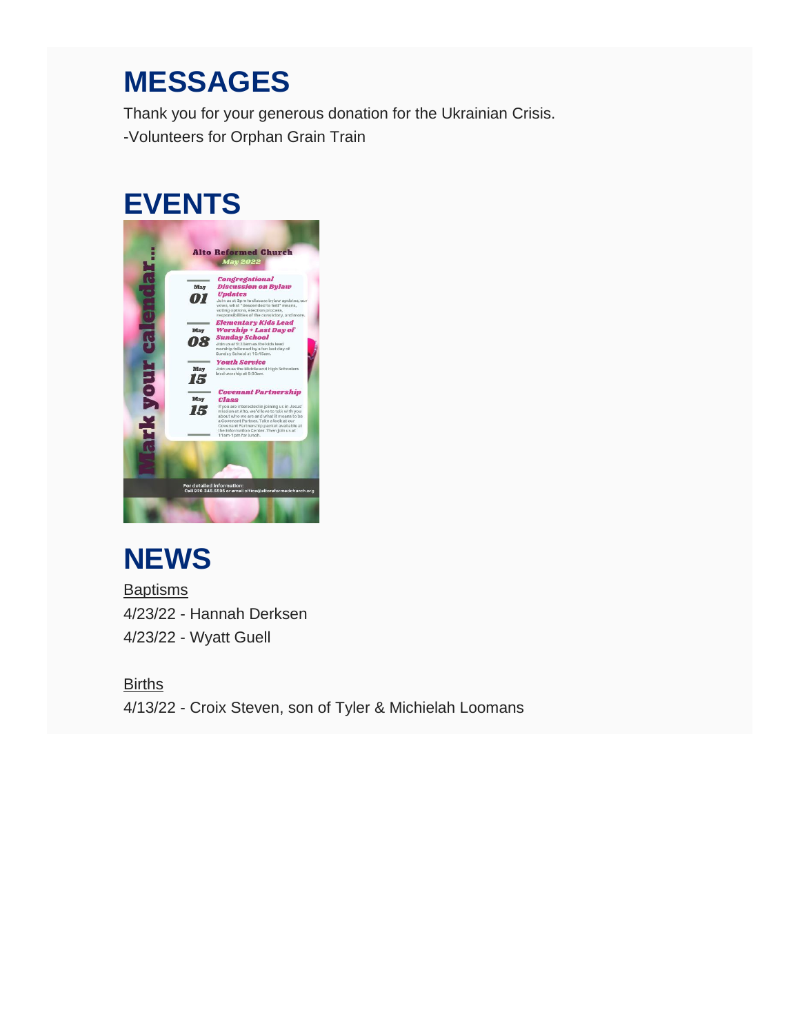# MESSAGES

Thank you for your generous donation for the Ukrainian Crisis.
-Volunteers for Orphan Grain Train

# EVENTS

Mark your calendar...

**Alto Reformed Church**
*May 2022*

**May 01** — ***Congregational Discussion on Bylaw Updates***
Join us at 3pm to discuss bylaw updates, our views, what "descended to hell" means, voting options, election process, responsibilities of the consistory, and more.

**May 08** — ***Elementary Kids Lead Worship + Last Day of Sunday School***
Join us at 9:30am as the kids lead worship followed by a fun last day of Sunday School at 10:45am.

**May 15** — ***Youth Service***
Join us as the Middle and High Schoolers lead worship at 9:30am.

**May 15** — ***Covenant Partnership Class***
If you are interested in joining us in Jesus' mission at Alto, we'd love to talk with you about who we are and what it means to be a Covenant Partner. Take a look at our Covenant Partnership packet available at the Information Center. Then join us at 11am-1pm for lunch.

For detailed information:
Call 920.348.5595 or email office@altoreformedchurch.org

# NEWS

Baptisms
4/23/22 - Hannah Derksen
4/23/22 - Wyatt Guell

Births
4/13/22 - Croix Steven, son of Tyler & Michielah Loomans